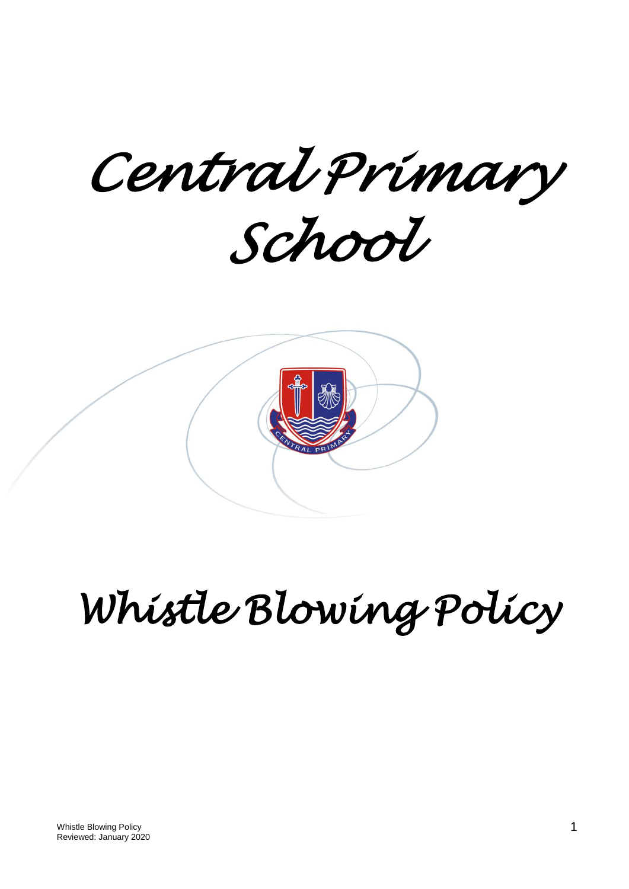# Central Primary School

# Whistle Blowing Policy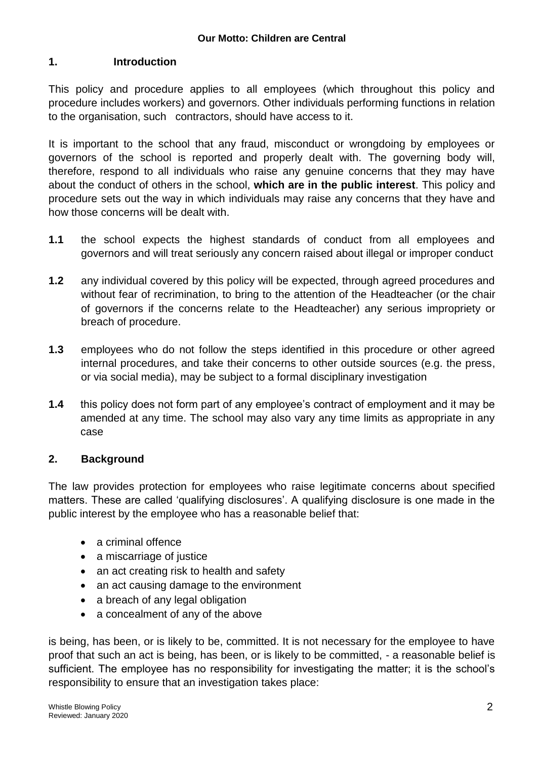**Our Motto: Children are Central**

## 1. Introduction

This policy and procedure applies to all employees (which throughout this policy and procedure includes workers) and governors. Other individuals performing functions in relation to the organisation, such contractors, should have access to it.

It is important to the school that any fraud, misconduct or wrongdoing by employees or governors of the school is reported and properly dealt with. The governing body will, therefore, respond to all individuals who raise any genuine concerns that they may have about the conduct of others in the school, **which are in the public interest**. This policy and procedure sets out the way in which individuals may raise any concerns that they have and how those concerns will be dealt with.

**1.1** the school expects the highest standards of conduct from all employees and governors and will treat seriously any concern raised about illegal or improper conduct

**1.2** any individual covered by this policy will be expected, through agreed procedures and without fear of recrimination, to bring to the attention of the Headteacher (or the chair of governors if the concerns relate to the Headteacher) any serious impropriety or breach of procedure.

**1.3** employees who do not follow the steps identified in this procedure or other agreed internal procedures, and take their concerns to other outside sources (e.g. the press, or via social media), may be subject to a formal disciplinary investigation

**1.4** this policy does not form part of any employee's contract of employment and it may be amended at any time. The school may also vary any time limits as appropriate in any case

## 2. Background

The law provides protection for employees who raise legitimate concerns about specified matters. These are called 'qualifying disclosures'. A qualifying disclosure is one made in the public interest by the employee who has a reasonable belief that:

- a criminal offence
- a miscarriage of justice
- an act creating risk to health and safety
- an act causing damage to the environment
- a breach of any legal obligation
- a concealment of any of the above

is being, has been, or is likely to be, committed. It is not necessary for the employee to have proof that such an act is being, has been, or is likely to be committed, - a reasonable belief is sufficient. The employee has no responsibility for investigating the matter; it is the school's responsibility to ensure that an investigation takes place: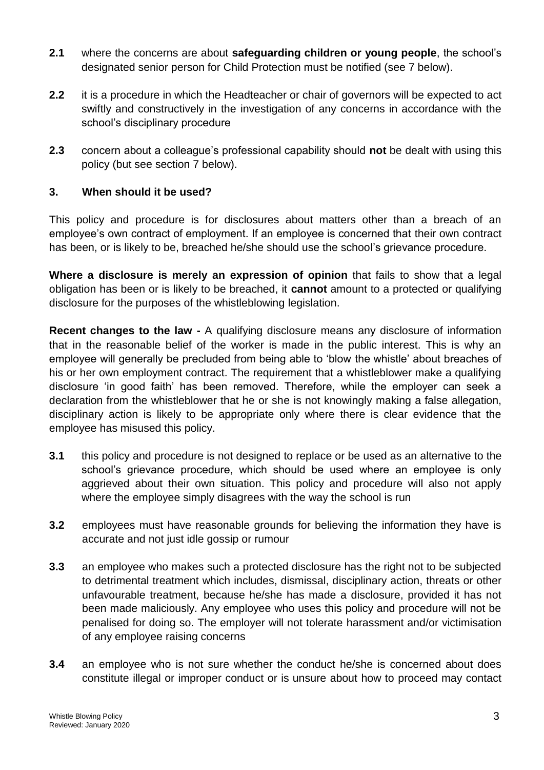**2.1** where the concerns are about **safeguarding children or young people**, the school's designated senior person for Child Protection must be notified (see 7 below).

**2.2** it is a procedure in which the Headteacher or chair of governors will be expected to act swiftly and constructively in the investigation of any concerns in accordance with the school's disciplinary procedure

**2.3** concern about a colleague's professional capability should **not** be dealt with using this policy (but see section 7 below).

## 3. When should it be used?

This policy and procedure is for disclosures about matters other than a breach of an employee's own contract of employment. If an employee is concerned that their own contract has been, or is likely to be, breached he/she should use the school's grievance procedure.

**Where a disclosure is merely an expression of opinion** that fails to show that a legal obligation has been or is likely to be breached, it **cannot** amount to a protected or qualifying disclosure for the purposes of the whistleblowing legislation.

**Recent changes to the law -** A qualifying disclosure means any disclosure of information that in the reasonable belief of the worker is made in the public interest. This is why an employee will generally be precluded from being able to 'blow the whistle' about breaches of his or her own employment contract. The requirement that a whistleblower make a qualifying disclosure 'in good faith' has been removed. Therefore, while the employer can seek a declaration from the whistleblower that he or she is not knowingly making a false allegation, disciplinary action is likely to be appropriate only where there is clear evidence that the employee has misused this policy.

**3.1** this policy and procedure is not designed to replace or be used as an alternative to the school's grievance procedure, which should be used where an employee is only aggrieved about their own situation. This policy and procedure will also not apply where the employee simply disagrees with the way the school is run

**3.2** employees must have reasonable grounds for believing the information they have is accurate and not just idle gossip or rumour

**3.3** an employee who makes such a protected disclosure has the right not to be subjected to detrimental treatment which includes, dismissal, disciplinary action, threats or other unfavourable treatment, because he/she has made a disclosure, provided it has not been made maliciously. Any employee who uses this policy and procedure will not be penalised for doing so. The employer will not tolerate harassment and/or victimisation of any employee raising concerns

**3.4** an employee who is not sure whether the conduct he/she is concerned about does constitute illegal or improper conduct or is unsure about how to proceed may contact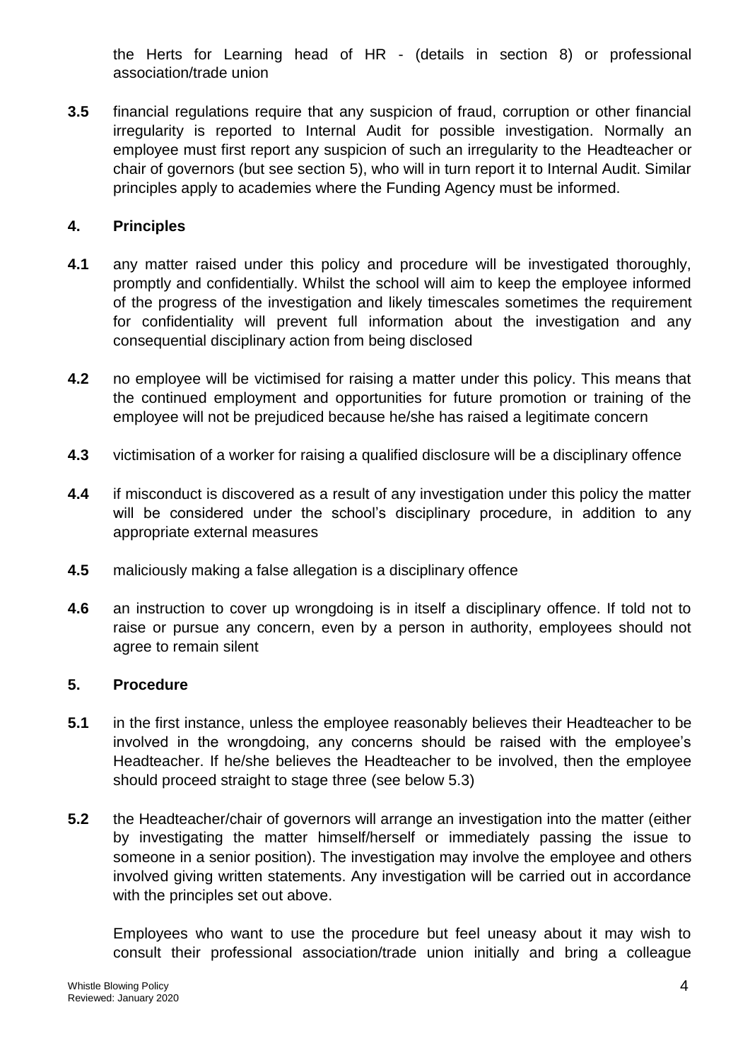the Herts for Learning head of HR - (details in section 8) or professional association/trade union

**3.5** financial regulations require that any suspicion of fraud, corruption or other financial irregularity is reported to Internal Audit for possible investigation. Normally an employee must first report any suspicion of such an irregularity to the Headteacher or chair of governors (but see section 5), who will in turn report it to Internal Audit. Similar principles apply to academies where the Funding Agency must be informed.

## 4. Principles

**4.1** any matter raised under this policy and procedure will be investigated thoroughly, promptly and confidentially. Whilst the school will aim to keep the employee informed of the progress of the investigation and likely timescales sometimes the requirement for confidentiality will prevent full information about the investigation and any consequential disciplinary action from being disclosed

**4.2** no employee will be victimised for raising a matter under this policy. This means that the continued employment and opportunities for future promotion or training of the employee will not be prejudiced because he/she has raised a legitimate concern

**4.3** victimisation of a worker for raising a qualified disclosure will be a disciplinary offence

**4.4** if misconduct is discovered as a result of any investigation under this policy the matter will be considered under the school's disciplinary procedure, in addition to any appropriate external measures

**4.5** maliciously making a false allegation is a disciplinary offence

**4.6** an instruction to cover up wrongdoing is in itself a disciplinary offence. If told not to raise or pursue any concern, even by a person in authority, employees should not agree to remain silent

## 5. Procedure

**5.1** in the first instance, unless the employee reasonably believes their Headteacher to be involved in the wrongdoing, any concerns should be raised with the employee's Headteacher. If he/she believes the Headteacher to be involved, then the employee should proceed straight to stage three (see below 5.3)

**5.2** the Headteacher/chair of governors will arrange an investigation into the matter (either by investigating the matter himself/herself or immediately passing the issue to someone in a senior position). The investigation may involve the employee and others involved giving written statements. Any investigation will be carried out in accordance with the principles set out above.

Employees who want to use the procedure but feel uneasy about it may wish to consult their professional association/trade union initially and bring a colleague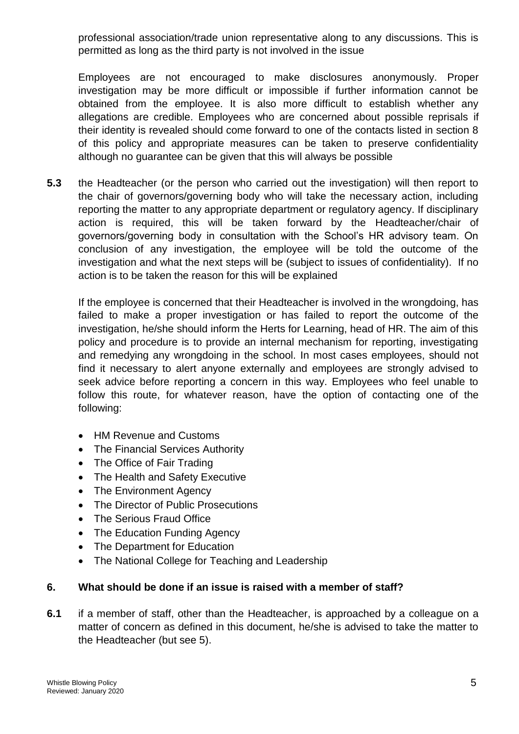professional association/trade union representative along to any discussions. This is permitted as long as the third party is not involved in the issue

Employees are not encouraged to make disclosures anonymously. Proper investigation may be more difficult or impossible if further information cannot be obtained from the employee. It is also more difficult to establish whether any allegations are credible. Employees who are concerned about possible reprisals if their identity is revealed should come forward to one of the contacts listed in section 8 of this policy and appropriate measures can be taken to preserve confidentiality although no guarantee can be given that this will always be possible

**5.3** the Headteacher (or the person who carried out the investigation) will then report to the chair of governors/governing body who will take the necessary action, including reporting the matter to any appropriate department or regulatory agency. If disciplinary action is required, this will be taken forward by the Headteacher/chair of governors/governing body in consultation with the School's HR advisory team. On conclusion of any investigation, the employee will be told the outcome of the investigation and what the next steps will be (subject to issues of confidentiality). If no action is to be taken the reason for this will be explained

If the employee is concerned that their Headteacher is involved in the wrongdoing, has failed to make a proper investigation or has failed to report the outcome of the investigation, he/she should inform the Herts for Learning, head of HR. The aim of this policy and procedure is to provide an internal mechanism for reporting, investigating and remedying any wrongdoing in the school. In most cases employees, should not find it necessary to alert anyone externally and employees are strongly advised to seek advice before reporting a concern in this way. Employees who feel unable to follow this route, for whatever reason, have the option of contacting one of the following:

- HM Revenue and Customs
- The Financial Services Authority
- The Office of Fair Trading
- The Health and Safety Executive
- The Environment Agency
- The Director of Public Prosecutions
- The Serious Fraud Office
- The Education Funding Agency
- The Department for Education
- The National College for Teaching and Leadership

## 6. What should be done if an issue is raised with a member of staff?

**6.1** if a member of staff, other than the Headteacher, is approached by a colleague on a matter of concern as defined in this document, he/she is advised to take the matter to the Headteacher (but see 5).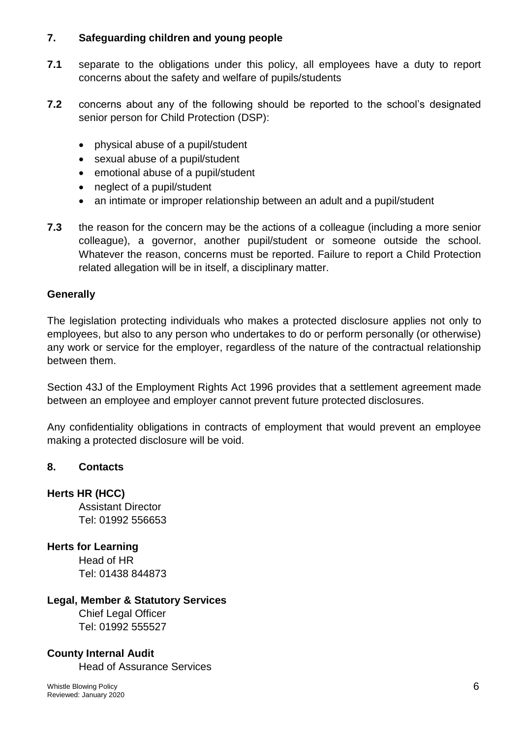## 7. Safeguarding children and young people

**7.1** separate to the obligations under this policy, all employees have a duty to report concerns about the safety and welfare of pupils/students

**7.2** concerns about any of the following should be reported to the school's designated senior person for Child Protection (DSP):

- physical abuse of a pupil/student
- sexual abuse of a pupil/student
- emotional abuse of a pupil/student
- neglect of a pupil/student
- an intimate or improper relationship between an adult and a pupil/student

**7.3** the reason for the concern may be the actions of a colleague (including a more senior colleague), a governor, another pupil/student or someone outside the school. Whatever the reason, concerns must be reported. Failure to report a Child Protection related allegation will be in itself, a disciplinary matter.

### Generally

The legislation protecting individuals who makes a protected disclosure applies not only to employees, but also to any person who undertakes to do or perform personally (or otherwise) any work or service for the employer, regardless of the nature of the contractual relationship between them.

Section 43J of the Employment Rights Act 1996 provides that a settlement agreement made between an employee and employer cannot prevent future protected disclosures.

Any confidentiality obligations in contracts of employment that would prevent an employee making a protected disclosure will be void.

## 8. Contacts

**Herts HR (HCC)**
Assistant Director
Tel: 01992 556653

**Herts for Learning**
Head of HR
Tel: 01438 844873

**Legal, Member & Statutory Services**
Chief Legal Officer
Tel: 01992 555527

**County Internal Audit**
Head of Assurance Services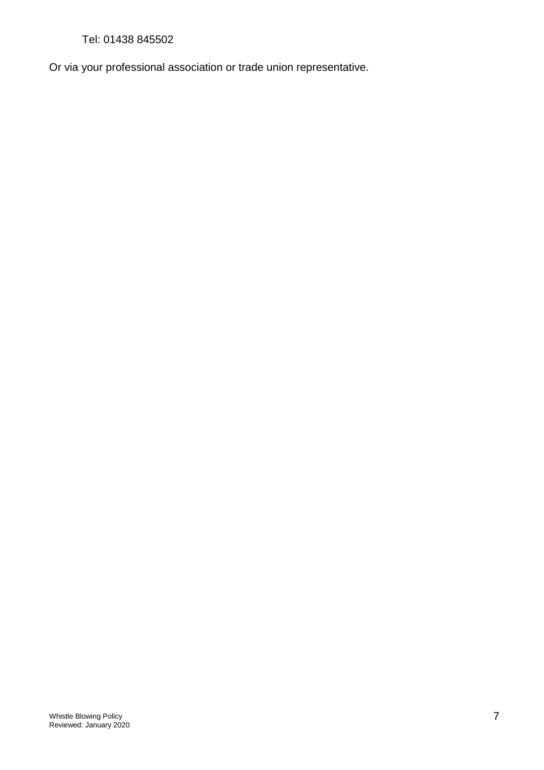Tel: 01438 845502

Or via your professional association or trade union representative.